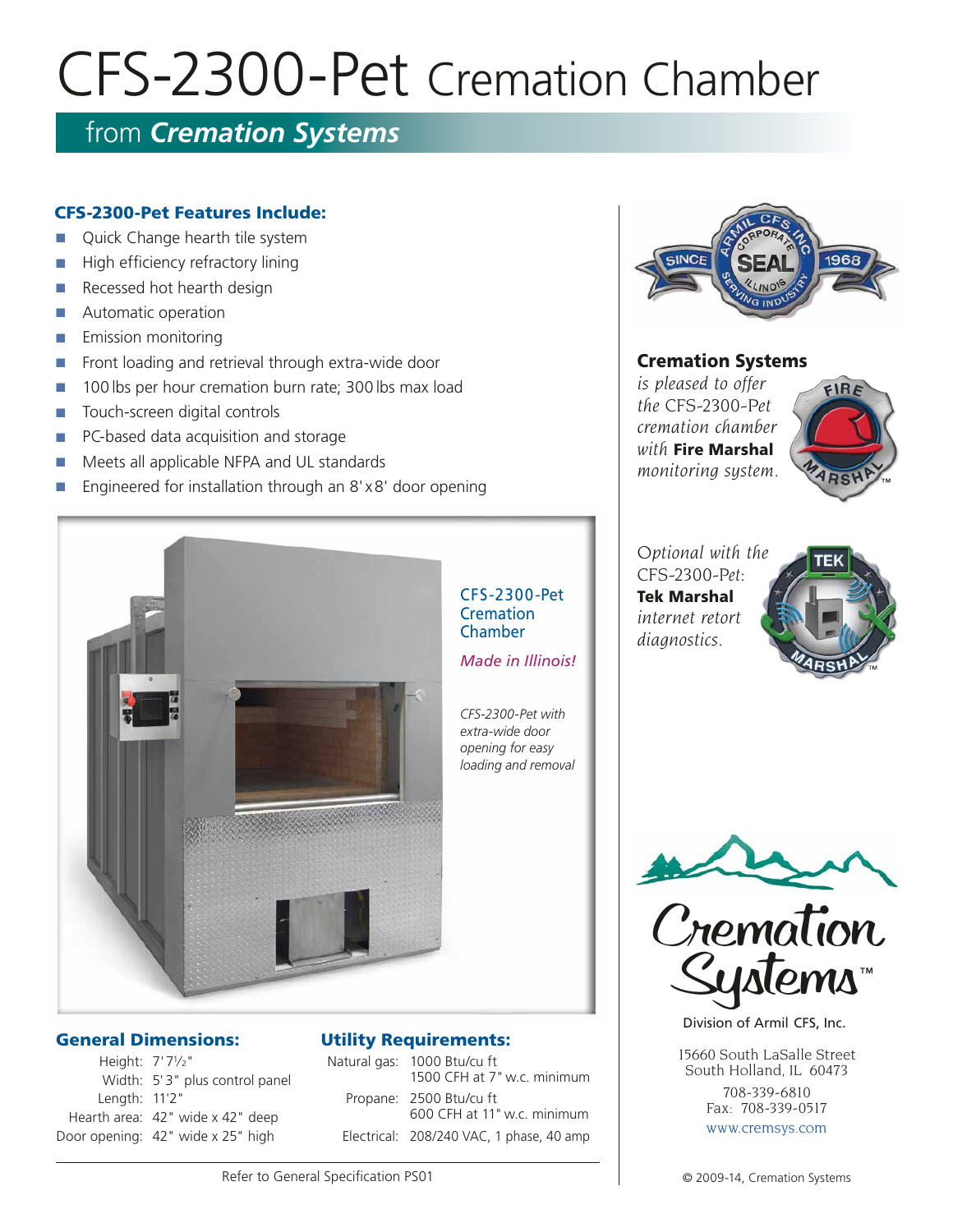# CFS-2300-Pet Cremation Chamber

## from *Cremation Systems*

### CFS-2300-Pet Features Include:

- Quick Change hearth tile system
- High efficiency refractory lining
- Recessed hot hearth design
- Automatic operation
- Emission monitoring
- Front loading and retrieval through extra-wide door
- 100 lbs per hour cremation burn rate; 300 lbs max load
- Touch-screen digital controls
- PC-based data acquisition and storage
- Meets all applicable NFPA and UL standards
- Engineered for installation through an 8' x 8' door opening

CFS-2300-Pet Cremation Chamber

*Made in Illinois!*

*CFS-2300-Pet with extra-wide door opening for easy loading and removal*

### General Dimensions:

| | |
|---|---|
| Height: | 7' 7½" |
| Width: | 5' 3" plus control panel |
| Length: | 11'2" |
| Hearth area: | 42" wide x 42" deep |
| Door opening: | 42" wide x 25" high |

### Utility Requirements:

| | |
|---|---|
| Natural gas: | 1000 Btu/cu ft<br>1500 CFH at 7" w.c. minimum |
| Propane: | 2500 Btu/cu ft<br>600 CFH at 11" w.c. minimum |
| Electrical: | 208/240 VAC, 1 phase, 40 amp |

Refer to General Specification PS01

ARMIL CFS INC CORPORATE SEAL ILLINOIS SERVING INDUSTRY SINCE 1968

**Cremation Systems** *is pleased to offer the CFS-2300-Pet cremation chamber with* **Fire Marshal** *monitoring system.*

*Optional with the CFS-2300-Pet:* **Tek Marshal** *internet retort diagnostics.*

Cremation Systems™

Division of Armil CFS, Inc.

15660 South LaSalle Street
South Holland, IL 60473

708-339-6810
Fax: 708-339-0517

www.cremsys.com

© 2009-14, Cremation Systems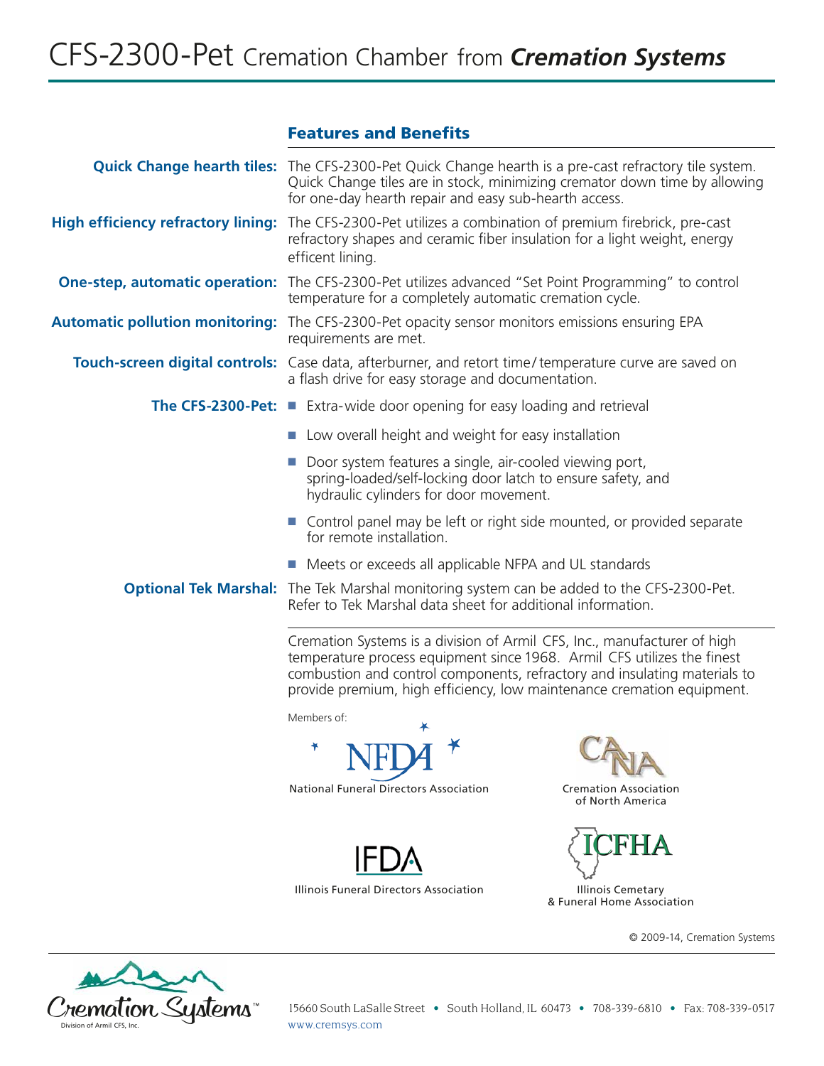# CFS-2300-Pet Cremation Chamber from ***Cremation Systems***

## Features and Benefits

**Quick Change hearth tiles:** The CFS-2300-Pet Quick Change hearth is a pre-cast refractory tile system. Quick Change tiles are in stock, minimizing cremator down time by allowing for one-day hearth repair and easy sub-hearth access.

**High efficiency refractory lining:** The CFS-2300-Pet utilizes a combination of premium firebrick, pre-cast refractory shapes and ceramic fiber insulation for a light weight, energy efficent lining.

**One-step, automatic operation:** The CFS-2300-Pet utilizes advanced "Set Point Programming" to control temperature for a completely automatic cremation cycle.

**Automatic pollution monitoring:** The CFS-2300-Pet opacity sensor monitors emissions ensuring EPA requirements are met.

**Touch-screen digital controls:** Case data, afterburner, and retort time/temperature curve are saved on a flash drive for easy storage and documentation.

**The CFS-2300-Pet:**

- Extra-wide door opening for easy loading and retrieval
- Low overall height and weight for easy installation
- Door system features a single, air-cooled viewing port, spring-loaded/self-locking door latch to ensure safety, and hydraulic cylinders for door movement.
- Control panel may be left or right side mounted, or provided separate for remote installation.
- Meets or exceeds all applicable NFPA and UL standards

**Optional Tek Marshal:** The Tek Marshal monitoring system can be added to the CFS-2300-Pet. Refer to Tek Marshal data sheet for additional information.

---

Cremation Systems is a division of Armil CFS, Inc., manufacturer of high temperature process equipment since 1968. Armil CFS utilizes the finest combustion and control components, refractory and insulating materials to provide premium, high efficiency, low maintenance cremation equipment.

Members of:

NFDA
National Funeral Directors Association

CANA
Cremation Association of North America

IFDA
Illinois Funeral Directors Association

ICFHA
Illinois Cemetary & Funeral Home Association

© 2009-14, Cremation Systems

Cremation Systems™
Division of Armil CFS, Inc.

15660 South LaSalle Street • South Holland, IL 60473 • 708-339-6810 • Fax: 708-339-0517
www.cremsys.com